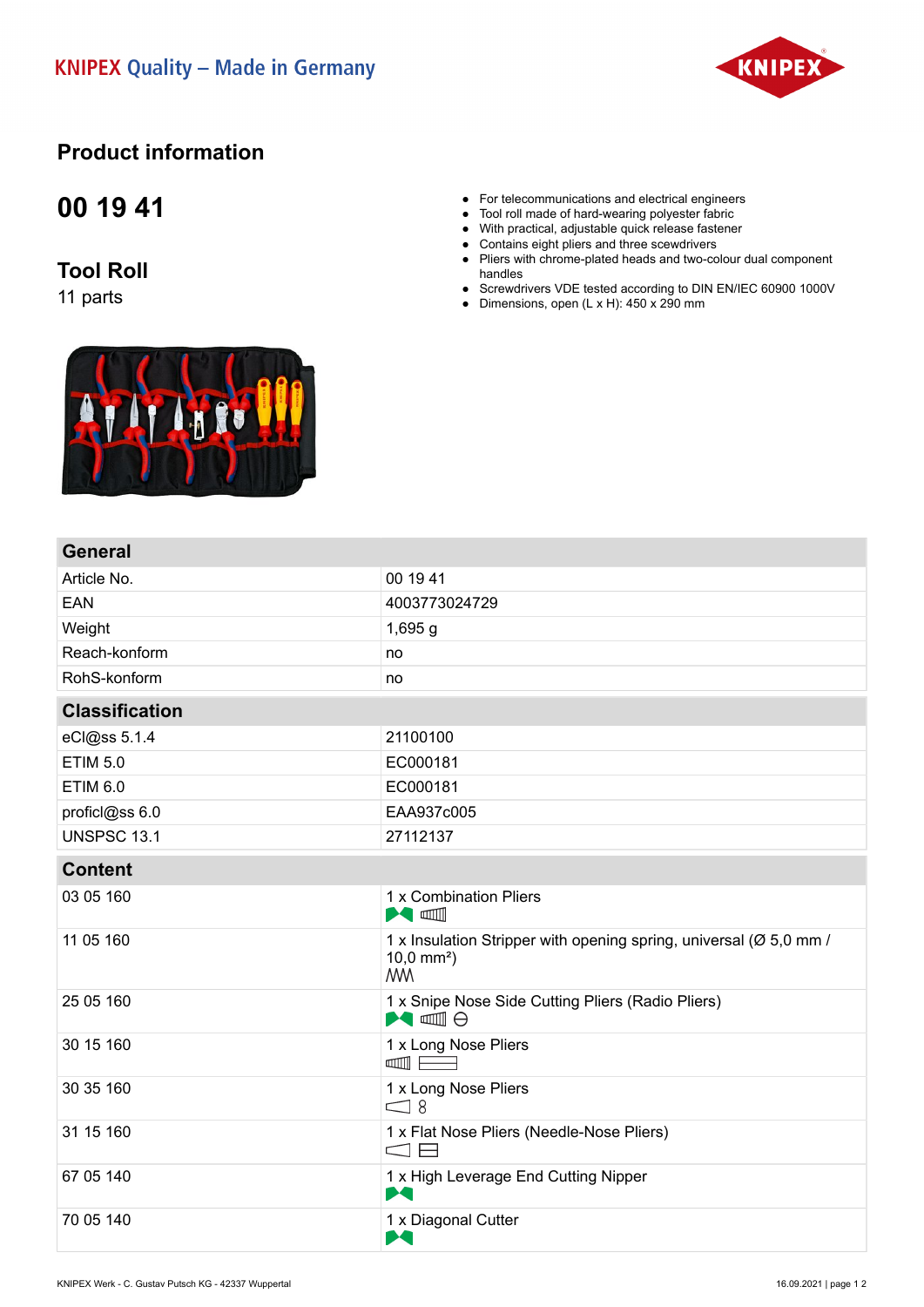KNIPEX Quality – Made in Germany

# Product information

## 00 19 41

## Tool Roll

11 parts

- For telecommunications and electrical engineers
- Tool roll made of hard-wearing polyester fabric
- With practical, adjustable quick release fastener
- Contains eight pliers and three scewdrivers
- Pliers with chrome-plated heads and two-colour dual component handles
- Screwdrivers VDE tested according to DIN EN/IEC 60900 1000V
- Dimensions, open (L x H): 450 x 290 mm

| General | |
|---|---|
| Article No. | 00 19 41 |
| EAN | 4003773024729 |
| Weight | 1,695 g |
| Reach-konform | no |
| RohS-konform | no |

| Classification | |
|---|---|
| eCl@ss 5.1.4 | 21100100 |
| ETIM 5.0 | EC000181 |
| ETIM 6.0 | EC000181 |
| proficl@ss 6.0 | EAA937c005 |
| UNSPSC 13.1 | 27112137 |

| Content | |
|---|---|
| 03 05 160 | 1 x Combination Pliers |
| 11 05 160 | 1 x Insulation Stripper with opening spring, universal (Ø 5,0 mm / 10,0 mm²) |
| 25 05 160 | 1 x Snipe Nose Side Cutting Pliers (Radio Pliers) |
| 30 15 160 | 1 x Long Nose Pliers |
| 30 35 160 | 1 x Long Nose Pliers |
| 31 15 160 | 1 x Flat Nose Pliers (Needle-Nose Pliers) |
| 67 05 140 | 1 x High Leverage End Cutting Nipper |
| 70 05 140 | 1 x Diagonal Cutter |

KNIPEX Werk - C. Gustav Putsch KG - 42337 Wuppertal

16.09.2021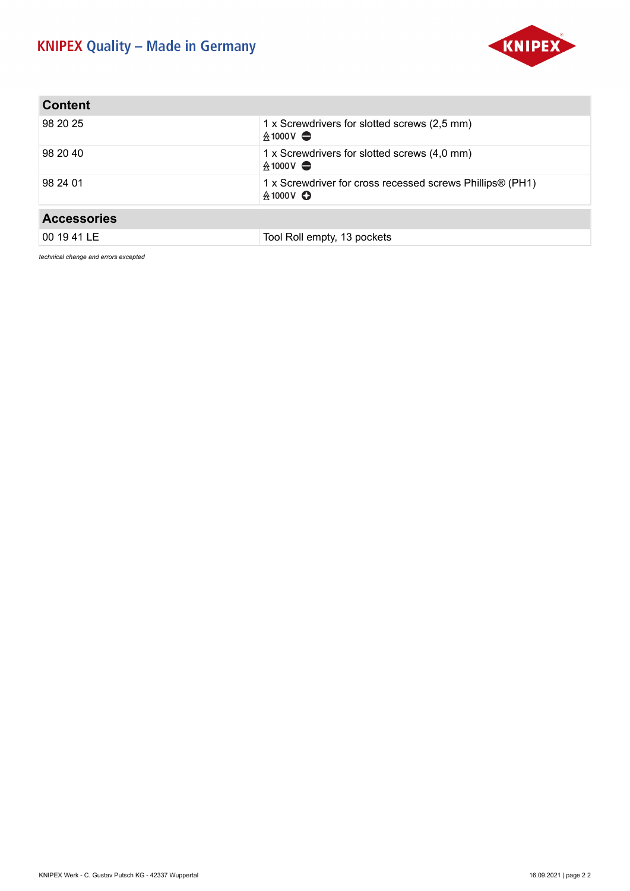| Content | |
|---|---|
| 98 20 25 | 1 x Screwdrivers for slotted screws (2,5 mm)<br>1000 V |
| 98 20 40 | 1 x Screwdrivers for slotted screws (4,0 mm)<br>1000 V |
| 98 24 01 | 1 x Screwdriver for cross recessed screws Phillips® (PH1)<br>1000 V |

| Accessories | |
|---|---|
| 00 19 41 LE | Tool Roll empty, 13 pockets |

*technical change and errors excepted*